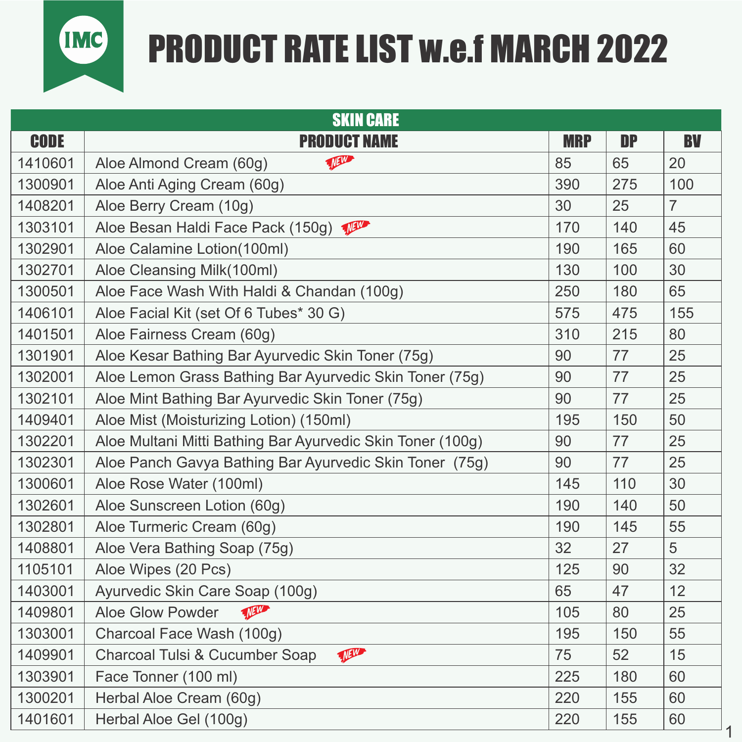# PRODUCT RATE LIST w.e.f MARCH 2022

## SKIN CARE

| CODE | PRODUCT NAME | MRP | DP | BV |
|---|---|---|---|---|
| 1410601 | Aloe Almond Cream (60g) NEW | 85 | 65 | 20 |
| 1300901 | Aloe Anti Aging Cream (60g) | 390 | 275 | 100 |
| 1408201 | Aloe Berry Cream (10g) | 30 | 25 | 7 |
| 1303101 | Aloe Besan Haldi Face Pack (150g) NEW | 170 | 140 | 45 |
| 1302901 | Aloe Calamine Lotion(100ml) | 190 | 165 | 60 |
| 1302701 | Aloe Cleansing Milk(100ml) | 130 | 100 | 30 |
| 1300501 | Aloe Face Wash With Haldi & Chandan (100g) | 250 | 180 | 65 |
| 1406101 | Aloe Facial Kit (set Of 6 Tubes* 30 G) | 575 | 475 | 155 |
| 1401501 | Aloe Fairness Cream (60g) | 310 | 215 | 80 |
| 1301901 | Aloe Kesar Bathing Bar Ayurvedic Skin Toner (75g) | 90 | 77 | 25 |
| 1302001 | Aloe Lemon Grass Bathing Bar Ayurvedic Skin Toner (75g) | 90 | 77 | 25 |
| 1302101 | Aloe Mint Bathing Bar Ayurvedic Skin Toner (75g) | 90 | 77 | 25 |
| 1409401 | Aloe Mist (Moisturizing Lotion) (150ml) | 195 | 150 | 50 |
| 1302201 | Aloe Multani Mitti Bathing Bar Ayurvedic Skin Toner (100g) | 90 | 77 | 25 |
| 1302301 | Aloe Panch Gavya Bathing Bar Ayurvedic Skin Toner (75g) | 90 | 77 | 25 |
| 1300601 | Aloe Rose Water (100ml) | 145 | 110 | 30 |
| 1302601 | Aloe Sunscreen Lotion (60g) | 190 | 140 | 50 |
| 1302801 | Aloe Turmeric Cream (60g) | 190 | 145 | 55 |
| 1408801 | Aloe Vera Bathing Soap (75g) | 32 | 27 | 5 |
| 1105101 | Aloe Wipes (20 Pcs) | 125 | 90 | 32 |
| 1403001 | Ayurvedic Skin Care Soap (100g) | 65 | 47 | 12 |
| 1409801 | Aloe Glow Powder NEW | 105 | 80 | 25 |
| 1303001 | Charcoal Face Wash (100g) | 195 | 150 | 55 |
| 1409901 | Charcoal Tulsi & Cucumber Soap NEW | 75 | 52 | 15 |
| 1303901 | Face Tonner (100 ml) | 225 | 180 | 60 |
| 1300201 | Herbal Aloe Cream (60g) | 220 | 155 | 60 |
| 1401601 | Herbal Aloe Gel (100g) | 220 | 155 | 60 |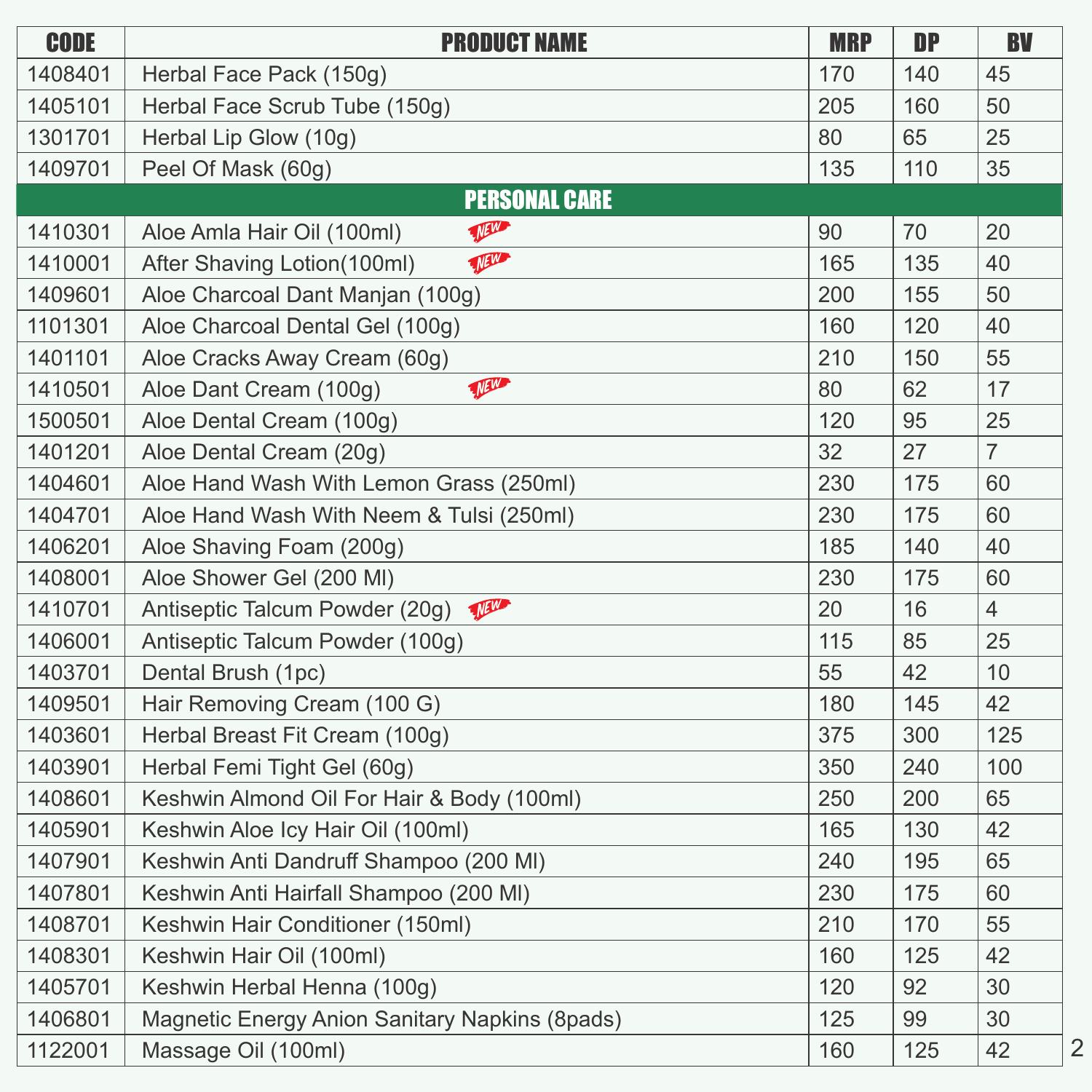| CODE | PRODUCT NAME | MRP | DP | BV |
|---|---|---|---|---|
| 1408401 | Herbal Face Pack (150g) | 170 | 140 | 45 |
| 1405101 | Herbal Face Scrub Tube (150g) | 205 | 160 | 50 |
| 1301701 | Herbal Lip Glow (10g) | 80 | 65 | 25 |
| 1409701 | Peel Of Mask (60g) | 135 | 110 | 35 |
| | **PERSONAL CARE** | | | |
| 1410301 | Aloe Amla Hair Oil (100ml) NEW | 90 | 70 | 20 |
| 1410001 | After Shaving Lotion(100ml) NEW | 165 | 135 | 40 |
| 1409601 | Aloe Charcoal Dant Manjan (100g) | 200 | 155 | 50 |
| 1101301 | Aloe Charcoal Dental Gel (100g) | 160 | 120 | 40 |
| 1401101 | Aloe Cracks Away Cream (60g) | 210 | 150 | 55 |
| 1410501 | Aloe Dant Cream (100g) NEW | 80 | 62 | 17 |
| 1500501 | Aloe Dental Cream (100g) | 120 | 95 | 25 |
| 1401201 | Aloe Dental Cream (20g) | 32 | 27 | 7 |
| 1404601 | Aloe Hand Wash With Lemon Grass (250ml) | 230 | 175 | 60 |
| 1404701 | Aloe Hand Wash With Neem & Tulsi (250ml) | 230 | 175 | 60 |
| 1406201 | Aloe Shaving Foam (200g) | 185 | 140 | 40 |
| 1408001 | Aloe Shower Gel (200 Ml) | 230 | 175 | 60 |
| 1410701 | Antiseptic Talcum Powder (20g) NEW | 20 | 16 | 4 |
| 1406001 | Antiseptic Talcum Powder (100g) | 115 | 85 | 25 |
| 1403701 | Dental Brush (1pc) | 55 | 42 | 10 |
| 1409501 | Hair Removing Cream (100 G) | 180 | 145 | 42 |
| 1403601 | Herbal Breast Fit Cream (100g) | 375 | 300 | 125 |
| 1403901 | Herbal Femi Tight Gel (60g) | 350 | 240 | 100 |
| 1408601 | Keshwin Almond Oil For Hair & Body (100ml) | 250 | 200 | 65 |
| 1405901 | Keshwin Aloe Icy Hair Oil (100ml) | 165 | 130 | 42 |
| 1407901 | Keshwin Anti Dandruff Shampoo (200 Ml) | 240 | 195 | 65 |
| 1407801 | Keshwin Anti Hairfall Shampoo (200 Ml) | 230 | 175 | 60 |
| 1408701 | Keshwin Hair Conditioner (150ml) | 210 | 170 | 55 |
| 1408301 | Keshwin Hair Oil (100ml) | 160 | 125 | 42 |
| 1405701 | Keshwin Herbal Henna (100g) | 120 | 92 | 30 |
| 1406801 | Magnetic Energy Anion Sanitary Napkins (8pads) | 125 | 99 | 30 |
| 1122001 | Massage Oil (100ml) | 160 | 125 | 42 |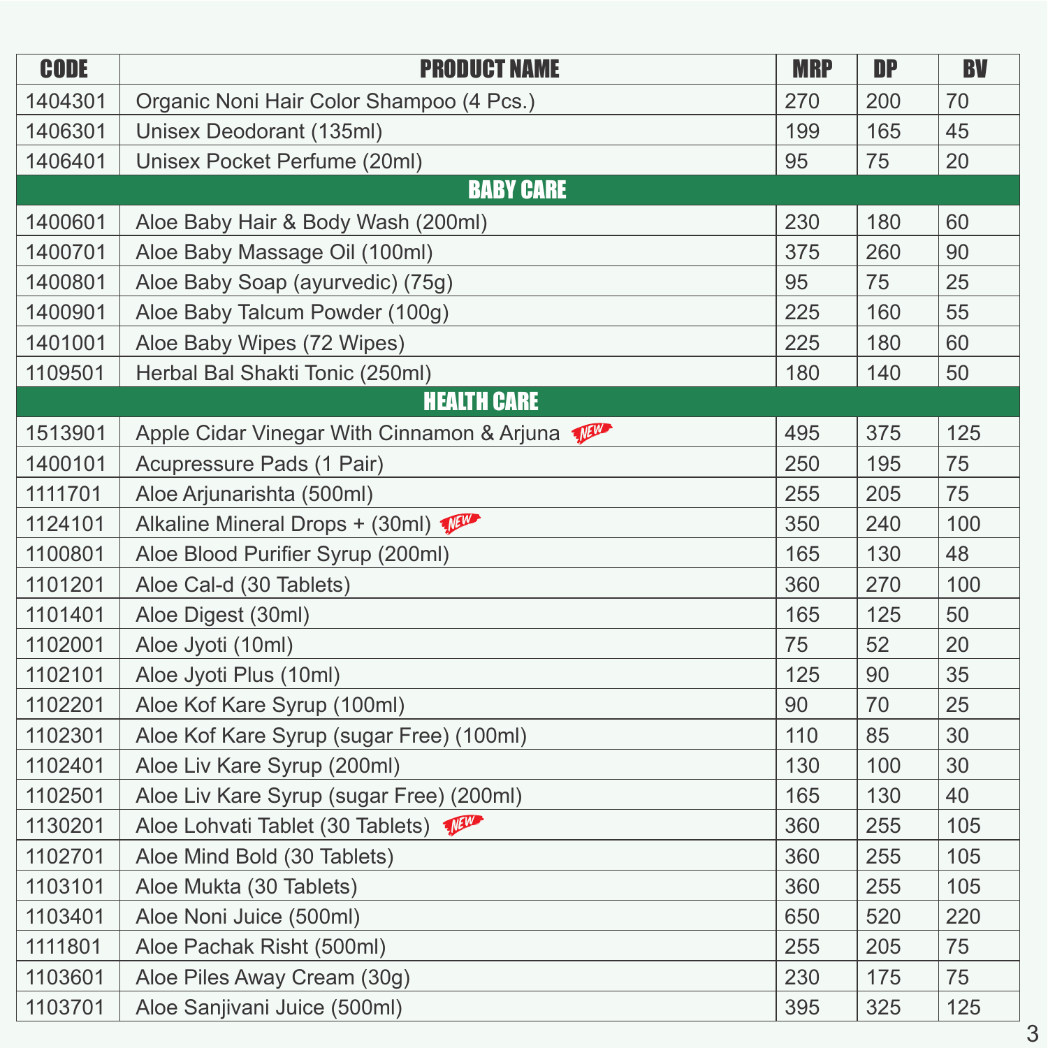| CODE | PRODUCT NAME | MRP | DP | BV |
|---|---|---|---|---|
| 1404301 | Organic Noni Hair Color Shampoo (4 Pcs.) | 270 | 200 | 70 |
| 1406301 | Unisex Deodorant (135ml) | 199 | 165 | 45 |
| 1406401 | Unisex Pocket Perfume (20ml) | 95 | 75 | 20 |
| | **BABY CARE** | | | |
| 1400601 | Aloe Baby Hair & Body Wash (200ml) | 230 | 180 | 60 |
| 1400701 | Aloe Baby Massage Oil (100ml) | 375 | 260 | 90 |
| 1400801 | Aloe Baby Soap (ayurvedic) (75g) | 95 | 75 | 25 |
| 1400901 | Aloe Baby Talcum Powder (100g) | 225 | 160 | 55 |
| 1401001 | Aloe Baby Wipes (72 Wipes) | 225 | 180 | 60 |
| 1109501 | Herbal Bal Shakti Tonic (250ml) | 180 | 140 | 50 |
| | **HEALTH CARE** | | | |
| 1513901 | Apple Cidar Vinegar With Cinnamon & Arjuna NEW | 495 | 375 | 125 |
| 1400101 | Acupressure Pads (1 Pair) | 250 | 195 | 75 |
| 1111701 | Aloe Arjunarishta (500ml) | 255 | 205 | 75 |
| 1124101 | Alkaline Mineral Drops + (30ml) NEW | 350 | 240 | 100 |
| 1100801 | Aloe Blood Purifier Syrup (200ml) | 165 | 130 | 48 |
| 1101201 | Aloe Cal-d (30 Tablets) | 360 | 270 | 100 |
| 1101401 | Aloe Digest (30ml) | 165 | 125 | 50 |
| 1102001 | Aloe Jyoti (10ml) | 75 | 52 | 20 |
| 1102101 | Aloe Jyoti Plus (10ml) | 125 | 90 | 35 |
| 1102201 | Aloe Kof Kare Syrup (100ml) | 90 | 70 | 25 |
| 1102301 | Aloe Kof Kare Syrup (sugar Free) (100ml) | 110 | 85 | 30 |
| 1102401 | Aloe Liv Kare Syrup (200ml) | 130 | 100 | 30 |
| 1102501 | Aloe Liv Kare Syrup (sugar Free) (200ml) | 165 | 130 | 40 |
| 1130201 | Aloe Lohvati Tablet (30 Tablets) NEW | 360 | 255 | 105 |
| 1102701 | Aloe Mind Bold (30 Tablets) | 360 | 255 | 105 |
| 1103101 | Aloe Mukta (30 Tablets) | 360 | 255 | 105 |
| 1103401 | Aloe Noni Juice (500ml) | 650 | 520 | 220 |
| 1111801 | Aloe Pachak Risht (500ml) | 255 | 205 | 75 |
| 1103601 | Aloe Piles Away Cream (30g) | 230 | 175 | 75 |
| 1103701 | Aloe Sanjivani Juice (500ml) | 395 | 325 | 125 |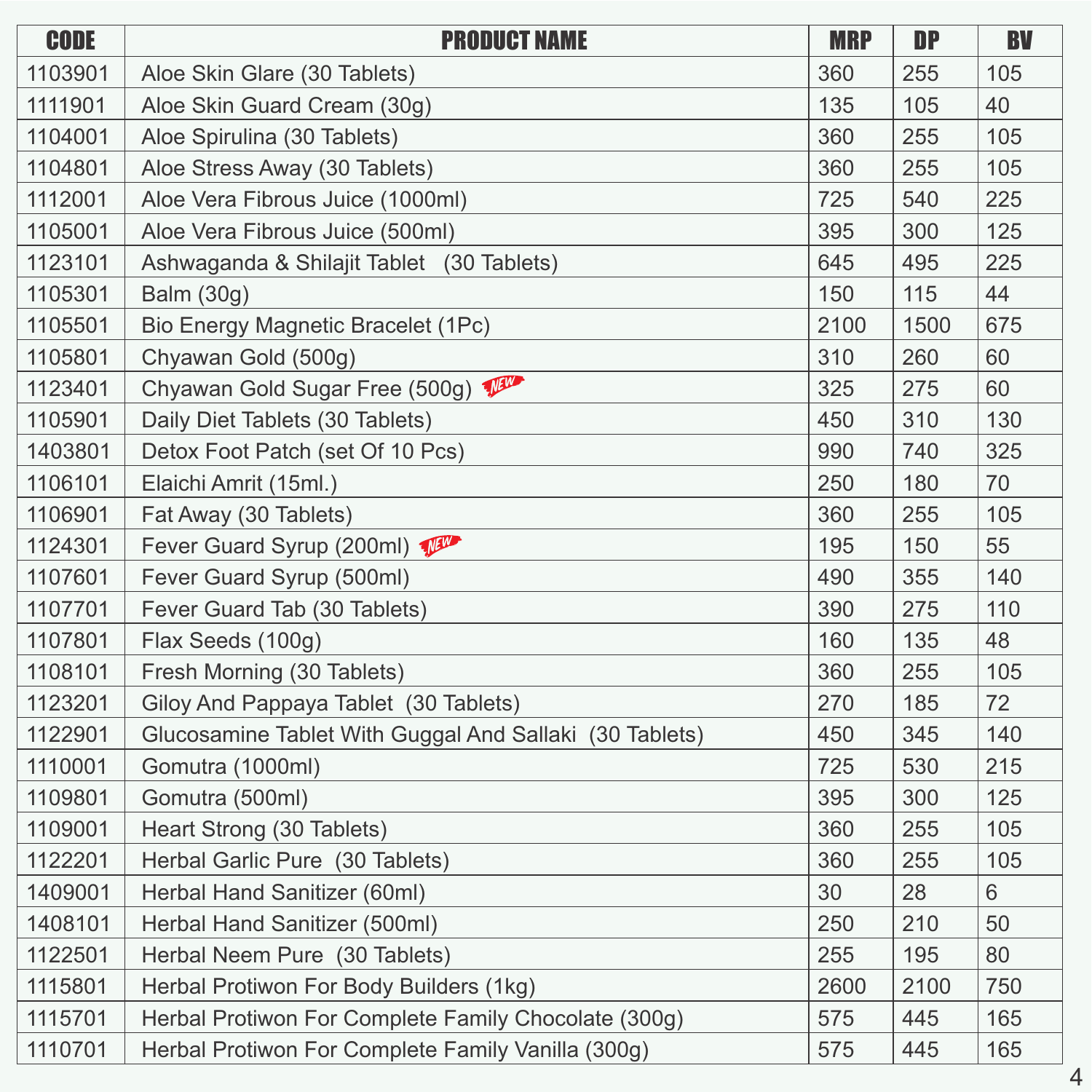| CODE | PRODUCT NAME | MRP | DP | BV |
|---|---|---|---|---|
| 1103901 | Aloe Skin Glare (30 Tablets) | 360 | 255 | 105 |
| 1111901 | Aloe Skin Guard Cream (30g) | 135 | 105 | 40 |
| 1104001 | Aloe Spirulina (30 Tablets) | 360 | 255 | 105 |
| 1104801 | Aloe Stress Away (30 Tablets) | 360 | 255 | 105 |
| 1112001 | Aloe Vera Fibrous Juice (1000ml) | 725 | 540 | 225 |
| 1105001 | Aloe Vera Fibrous Juice (500ml) | 395 | 300 | 125 |
| 1123101 | Ashwaganda & Shilajit Tablet (30 Tablets) | 645 | 495 | 225 |
| 1105301 | Balm (30g) | 150 | 115 | 44 |
| 1105501 | Bio Energy Magnetic Bracelet (1Pc) | 2100 | 1500 | 675 |
| 1105801 | Chyawan Gold (500g) | 310 | 260 | 60 |
| 1123401 | Chyawan Gold Sugar Free (500g) NEW | 325 | 275 | 60 |
| 1105901 | Daily Diet Tablets (30 Tablets) | 450 | 310 | 130 |
| 1403801 | Detox Foot Patch (set Of 10 Pcs) | 990 | 740 | 325 |
| 1106101 | Elaichi Amrit (15ml.) | 250 | 180 | 70 |
| 1106901 | Fat Away (30 Tablets) | 360 | 255 | 105 |
| 1124301 | Fever Guard Syrup (200ml) NEW | 195 | 150 | 55 |
| 1107601 | Fever Guard Syrup (500ml) | 490 | 355 | 140 |
| 1107701 | Fever Guard Tab (30 Tablets) | 390 | 275 | 110 |
| 1107801 | Flax Seeds (100g) | 160 | 135 | 48 |
| 1108101 | Fresh Morning (30 Tablets) | 360 | 255 | 105 |
| 1123201 | Giloy And Pappaya Tablet (30 Tablets) | 270 | 185 | 72 |
| 1122901 | Glucosamine Tablet With Guggal And Sallaki (30 Tablets) | 450 | 345 | 140 |
| 1110001 | Gomutra (1000ml) | 725 | 530 | 215 |
| 1109801 | Gomutra (500ml) | 395 | 300 | 125 |
| 1109001 | Heart Strong (30 Tablets) | 360 | 255 | 105 |
| 1122201 | Herbal Garlic Pure (30 Tablets) | 360 | 255 | 105 |
| 1409001 | Herbal Hand Sanitizer (60ml) | 30 | 28 | 6 |
| 1408101 | Herbal Hand Sanitizer (500ml) | 250 | 210 | 50 |
| 1122501 | Herbal Neem Pure (30 Tablets) | 255 | 195 | 80 |
| 1115801 | Herbal Protiwon For Body Builders (1kg) | 2600 | 2100 | 750 |
| 1115701 | Herbal Protiwon For Complete Family Chocolate (300g) | 575 | 445 | 165 |
| 1110701 | Herbal Protiwon For Complete Family Vanilla (300g) | 575 | 445 | 165 |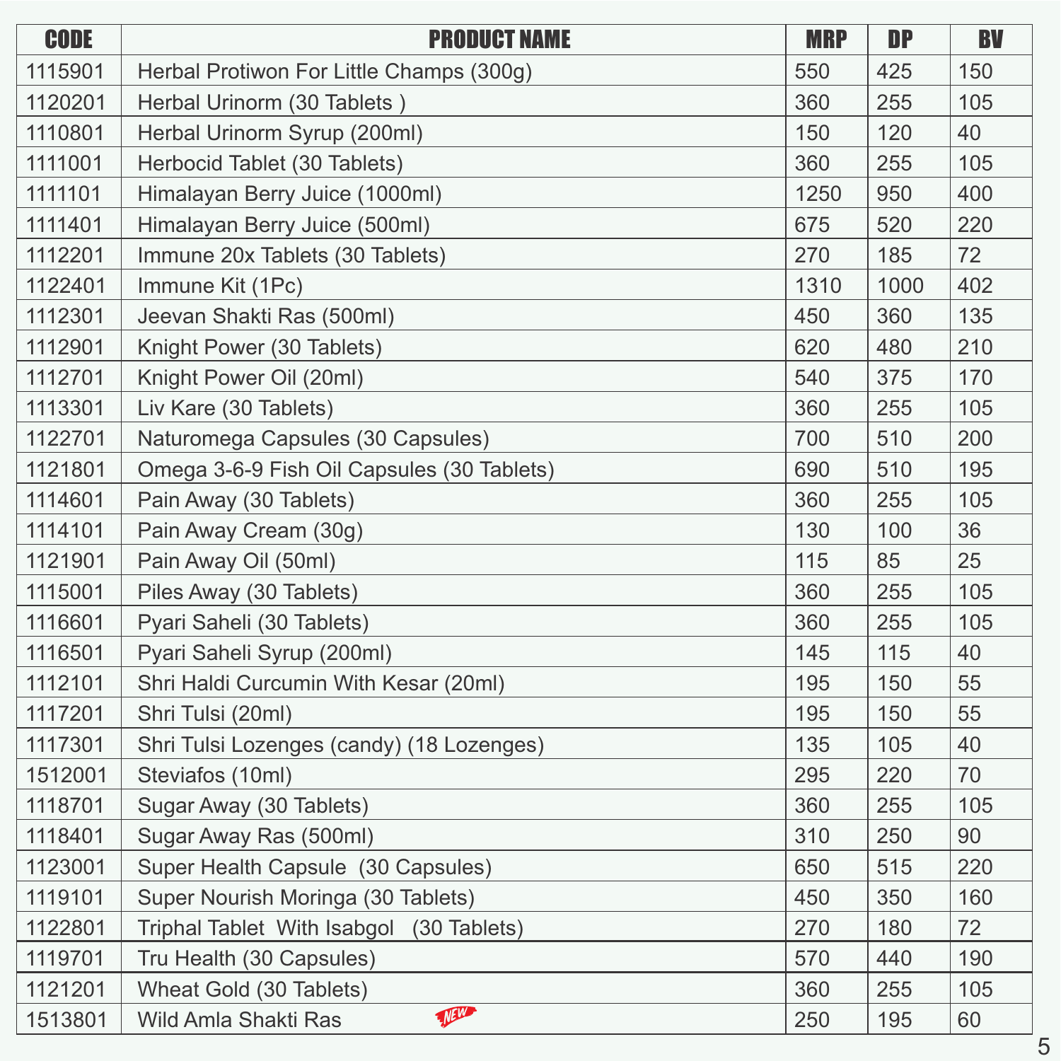| CODE | PRODUCT NAME | MRP | DP | BV |
|---|---|---|---|---|
| 1115901 | Herbal Protiwon For Little Champs (300g) | 550 | 425 | 150 |
| 1120201 | Herbal Urinorm (30 Tablets ) | 360 | 255 | 105 |
| 1110801 | Herbal Urinorm Syrup (200ml) | 150 | 120 | 40 |
| 1111001 | Herbocid Tablet (30 Tablets) | 360 | 255 | 105 |
| 1111101 | Himalayan Berry Juice (1000ml) | 1250 | 950 | 400 |
| 1111401 | Himalayan Berry Juice (500ml) | 675 | 520 | 220 |
| 1112201 | Immune 20x Tablets (30 Tablets) | 270 | 185 | 72 |
| 1122401 | Immune Kit (1Pc) | 1310 | 1000 | 402 |
| 1112301 | Jeevan Shakti Ras (500ml) | 450 | 360 | 135 |
| 1112901 | Knight Power (30 Tablets) | 620 | 480 | 210 |
| 1112701 | Knight Power Oil (20ml) | 540 | 375 | 170 |
| 1113301 | Liv Kare (30 Tablets) | 360 | 255 | 105 |
| 1122701 | Naturomega Capsules (30 Capsules) | 700 | 510 | 200 |
| 1121801 | Omega 3-6-9 Fish Oil Capsules (30 Tablets) | 690 | 510 | 195 |
| 1114601 | Pain Away (30 Tablets) | 360 | 255 | 105 |
| 1114101 | Pain Away Cream (30g) | 130 | 100 | 36 |
| 1121901 | Pain Away Oil (50ml) | 115 | 85 | 25 |
| 1115001 | Piles Away (30 Tablets) | 360 | 255 | 105 |
| 1116601 | Pyari Saheli (30 Tablets) | 360 | 255 | 105 |
| 1116501 | Pyari Saheli Syrup (200ml) | 145 | 115 | 40 |
| 1112101 | Shri Haldi Curcumin With Kesar (20ml) | 195 | 150 | 55 |
| 1117201 | Shri Tulsi (20ml) | 195 | 150 | 55 |
| 1117301 | Shri Tulsi Lozenges (candy) (18 Lozenges) | 135 | 105 | 40 |
| 1512001 | Steviafos (10ml) | 295 | 220 | 70 |
| 1118701 | Sugar Away (30 Tablets) | 360 | 255 | 105 |
| 1118401 | Sugar Away Ras (500ml) | 310 | 250 | 90 |
| 1123001 | Super Health Capsule (30 Capsules) | 650 | 515 | 220 |
| 1119101 | Super Nourish Moringa (30 Tablets) | 450 | 350 | 160 |
| 1122801 | Triphal Tablet With Isabgol (30 Tablets) | 270 | 180 | 72 |
| 1119701 | Tru Health (30 Capsules) | 570 | 440 | 190 |
| 1121201 | Wheat Gold (30 Tablets) | 360 | 255 | 105 |
| 1513801 | Wild Amla Shakti Ras NEW | 250 | 195 | 60 |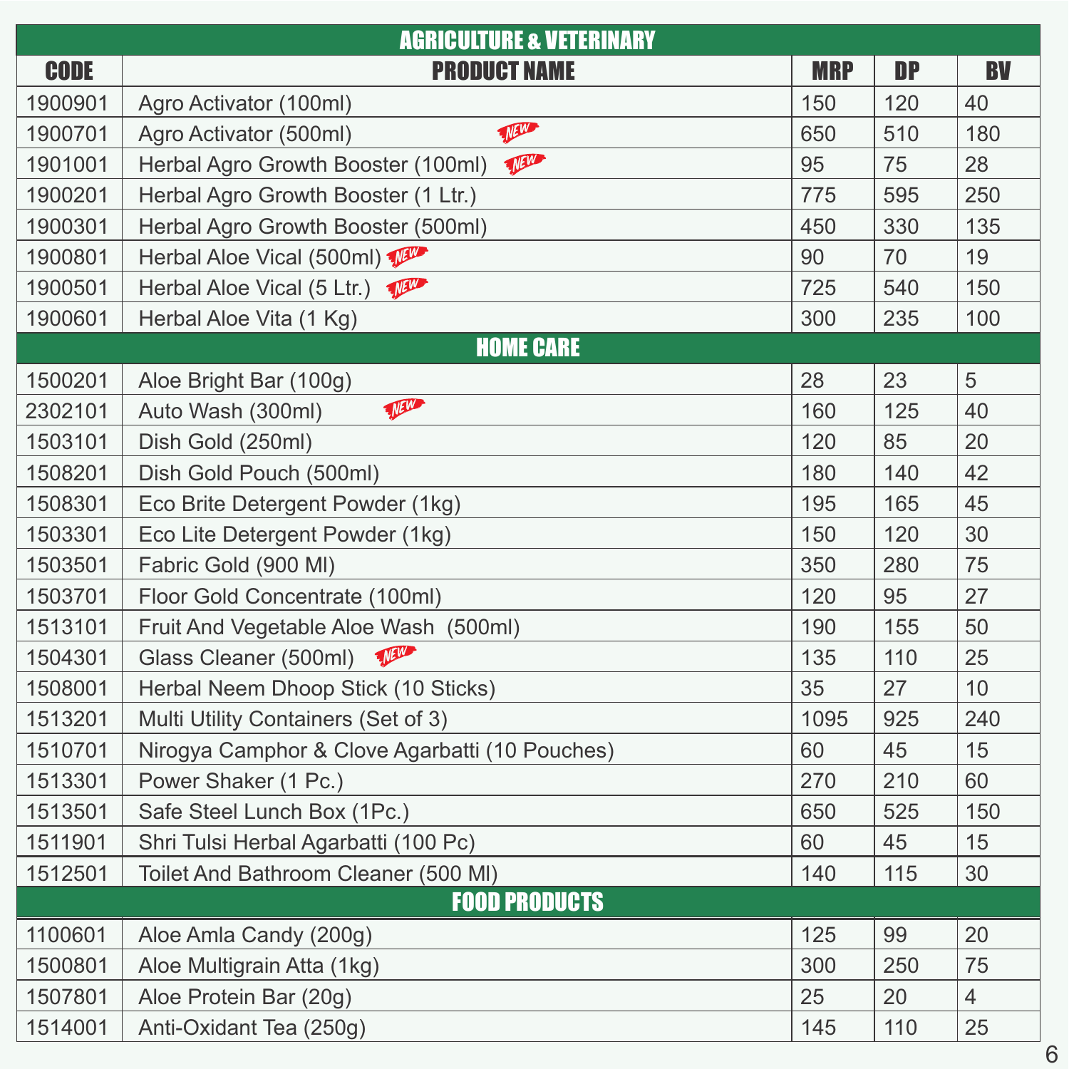| CODE | PRODUCT NAME | MRP | DP | BV |
|---|---|---|---|---|
| **AGRICULTURE & VETERINARY** | | | | |
| 1900901 | Agro Activator (100ml) | 150 | 120 | 40 |
| 1900701 | Agro Activator (500ml) NEW | 650 | 510 | 180 |
| 1901001 | Herbal Agro Growth Booster (100ml) NEW | 95 | 75 | 28 |
| 1900201 | Herbal Agro Growth Booster (1 Ltr.) | 775 | 595 | 250 |
| 1900301 | Herbal Agro Growth Booster (500ml) | 450 | 330 | 135 |
| 1900801 | Herbal Aloe Vical (500ml) NEW | 90 | 70 | 19 |
| 1900501 | Herbal Aloe Vical (5 Ltr.) NEW | 725 | 540 | 150 |
| 1900601 | Herbal Aloe Vita (1 Kg) | 300 | 235 | 100 |
| **HOME CARE** | | | | |
| 1500201 | Aloe Bright Bar (100g) | 28 | 23 | 5 |
| 2302101 | Auto Wash (300ml) NEW | 160 | 125 | 40 |
| 1503101 | Dish Gold (250ml) | 120 | 85 | 20 |
| 1508201 | Dish Gold Pouch (500ml) | 180 | 140 | 42 |
| 1508301 | Eco Brite Detergent Powder (1kg) | 195 | 165 | 45 |
| 1503301 | Eco Lite Detergent Powder (1kg) | 150 | 120 | 30 |
| 1503501 | Fabric Gold (900 Ml) | 350 | 280 | 75 |
| 1503701 | Floor Gold Concentrate (100ml) | 120 | 95 | 27 |
| 1513101 | Fruit And Vegetable Aloe Wash (500ml) | 190 | 155 | 50 |
| 1504301 | Glass Cleaner (500ml) NEW | 135 | 110 | 25 |
| 1508001 | Herbal Neem Dhoop Stick (10 Sticks) | 35 | 27 | 10 |
| 1513201 | Multi Utility Containers (Set of 3) | 1095 | 925 | 240 |
| 1510701 | Nirogya Camphor & Clove Agarbatti (10 Pouches) | 60 | 45 | 15 |
| 1513301 | Power Shaker (1 Pc.) | 270 | 210 | 60 |
| 1513501 | Safe Steel Lunch Box (1Pc.) | 650 | 525 | 150 |
| 1511901 | Shri Tulsi Herbal Agarbatti (100 Pc) | 60 | 45 | 15 |
| 1512501 | Toilet And Bathroom Cleaner (500 Ml) | 140 | 115 | 30 |
| **FOOD PRODUCTS** | | | | |
| 1100601 | Aloe Amla Candy (200g) | 125 | 99 | 20 |
| 1500801 | Aloe Multigrain Atta (1kg) | 300 | 250 | 75 |
| 1507801 | Aloe Protein Bar (20g) | 25 | 20 | 4 |
| 1514001 | Anti-Oxidant Tea (250g) | 145 | 110 | 25 |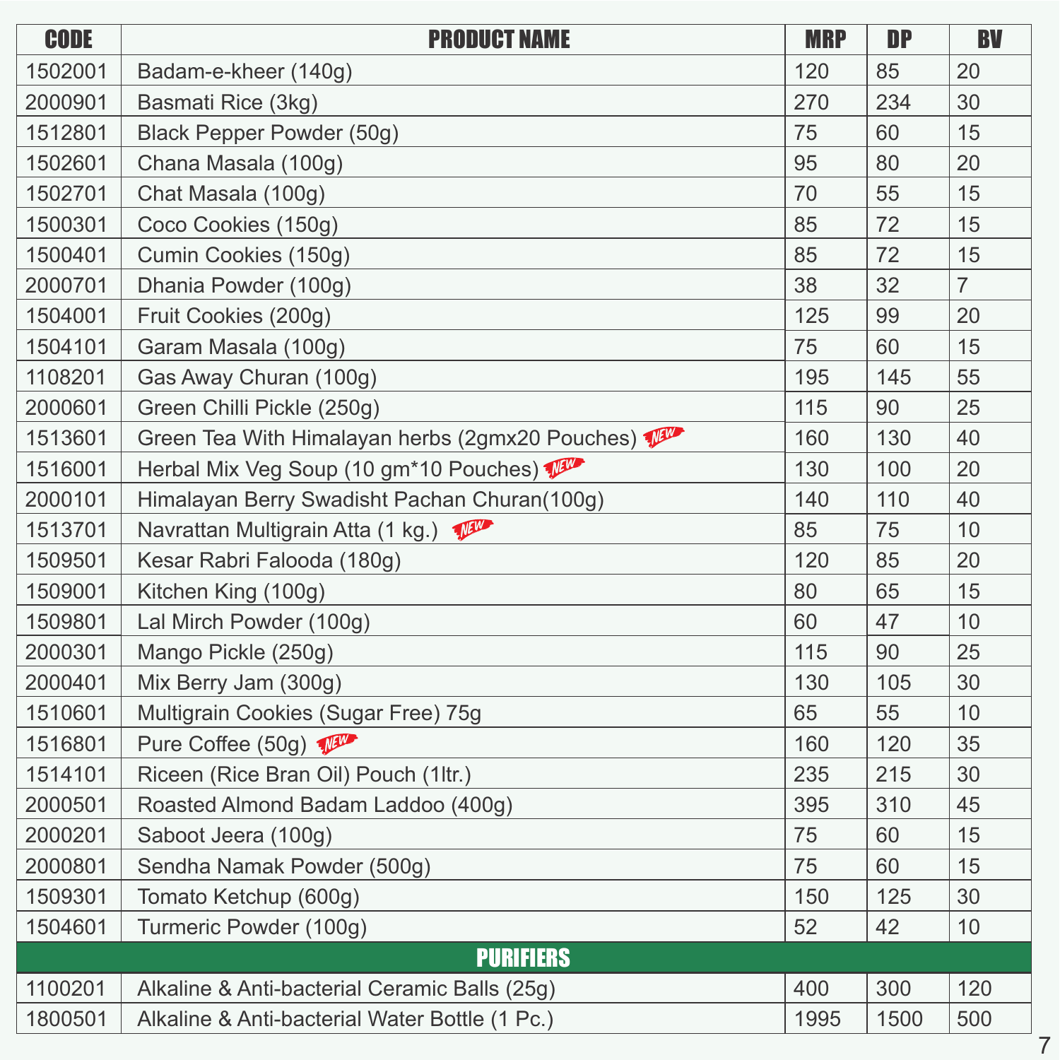| CODE | PRODUCT NAME | MRP | DP | BV |
|---|---|---|---|---|
| 1502001 | Badam-e-kheer (140g) | 120 | 85 | 20 |
| 2000901 | Basmati Rice (3kg) | 270 | 234 | 30 |
| 1512801 | Black Pepper Powder (50g) | 75 | 60 | 15 |
| 1502601 | Chana Masala (100g) | 95 | 80 | 20 |
| 1502701 | Chat Masala (100g) | 70 | 55 | 15 |
| 1500301 | Coco Cookies (150g) | 85 | 72 | 15 |
| 1500401 | Cumin Cookies (150g) | 85 | 72 | 15 |
| 2000701 | Dhania Powder (100g) | 38 | 32 | 7 |
| 1504001 | Fruit Cookies (200g) | 125 | 99 | 20 |
| 1504101 | Garam Masala (100g) | 75 | 60 | 15 |
| 1108201 | Gas Away Churan (100g) | 195 | 145 | 55 |
| 2000601 | Green Chilli Pickle (250g) | 115 | 90 | 25 |
| 1513601 | Green Tea With Himalayan herbs (2gmx20 Pouches) NEW | 160 | 130 | 40 |
| 1516001 | Herbal Mix Veg Soup (10 gm*10 Pouches) NEW | 130 | 100 | 20 |
| 2000101 | Himalayan Berry Swadisht Pachan Churan(100g) | 140 | 110 | 40 |
| 1513701 | Navrattan Multigrain Atta (1 kg.) NEW | 85 | 75 | 10 |
| 1509501 | Kesar Rabri Falooda (180g) | 120 | 85 | 20 |
| 1509001 | Kitchen King (100g) | 80 | 65 | 15 |
| 1509801 | Lal Mirch Powder (100g) | 60 | 47 | 10 |
| 2000301 | Mango Pickle (250g) | 115 | 90 | 25 |
| 2000401 | Mix Berry Jam (300g) | 130 | 105 | 30 |
| 1510601 | Multigrain Cookies (Sugar Free) 75g | 65 | 55 | 10 |
| 1516801 | Pure Coffee (50g) NEW | 160 | 120 | 35 |
| 1514101 | Riceen (Rice Bran Oil) Pouch (1ltr.) | 235 | 215 | 30 |
| 2000501 | Roasted Almond Badam Laddoo (400g) | 395 | 310 | 45 |
| 2000201 | Saboot Jeera (100g) | 75 | 60 | 15 |
| 2000801 | Sendha Namak Powder (500g) | 75 | 60 | 15 |
| 1509301 | Tomato Ketchup (600g) | 150 | 125 | 30 |
| 1504601 | Turmeric Powder (100g) | 52 | 42 | 10 |
| **PURIFIERS** | | | | |
| 1100201 | Alkaline & Anti-bacterial Ceramic Balls (25g) | 400 | 300 | 120 |
| 1800501 | Alkaline & Anti-bacterial Water Bottle (1 Pc.) | 1995 | 1500 | 500 |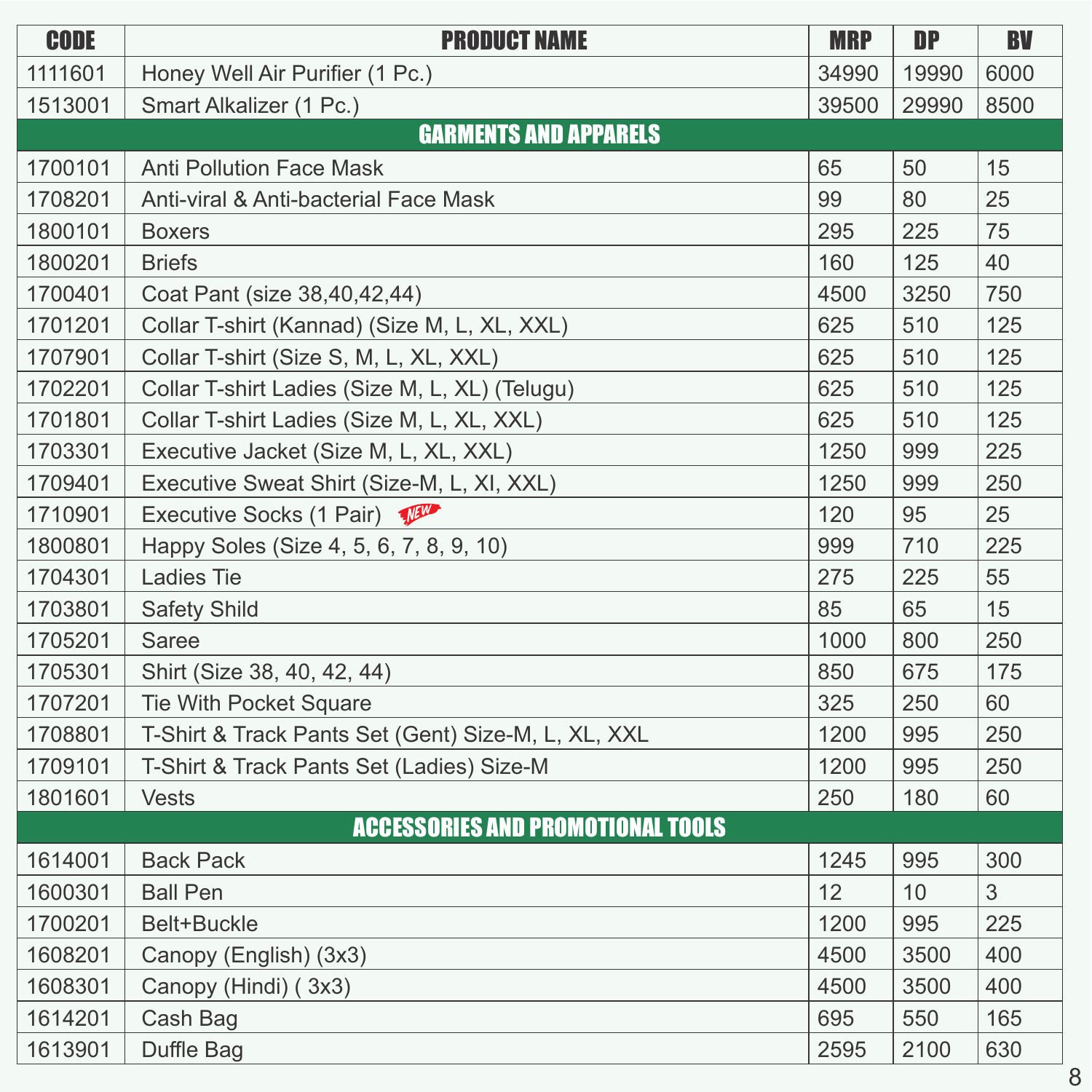| CODE | PRODUCT NAME | MRP | DP | BV |
|---|---|---|---|---|
| 1111601 | Honey Well Air Purifier (1 Pc.) | 34990 | 19990 | 6000 |
| 1513001 | Smart Alkalizer (1 Pc.) | 39500 | 29990 | 8500 |
| **GARMENTS AND APPARELS** | | | | |
| 1700101 | Anti Pollution Face Mask | 65 | 50 | 15 |
| 1708201 | Anti-viral & Anti-bacterial Face Mask | 99 | 80 | 25 |
| 1800101 | Boxers | 295 | 225 | 75 |
| 1800201 | Briefs | 160 | 125 | 40 |
| 1700401 | Coat Pant (size 38,40,42,44) | 4500 | 3250 | 750 |
| 1701201 | Collar T-shirt (Kannad) (Size M, L, XL, XXL) | 625 | 510 | 125 |
| 1707901 | Collar T-shirt (Size S, M, L, XL, XXL) | 625 | 510 | 125 |
| 1702201 | Collar T-shirt Ladies (Size M, L, XL) (Telugu) | 625 | 510 | 125 |
| 1701801 | Collar T-shirt Ladies (Size M, L, XL, XXL) | 625 | 510 | 125 |
| 1703301 | Executive Jacket (Size M, L, XL, XXL) | 1250 | 999 | 225 |
| 1709401 | Executive Sweat Shirt (Size-M, L, Xl, XXL) | 1250 | 999 | 250 |
| 1710901 | Executive Socks (1 Pair) NEW | 120 | 95 | 25 |
| 1800801 | Happy Soles (Size 4, 5, 6, 7, 8, 9, 10) | 999 | 710 | 225 |
| 1704301 | Ladies Tie | 275 | 225 | 55 |
| 1703801 | Safety Shild | 85 | 65 | 15 |
| 1705201 | Saree | 1000 | 800 | 250 |
| 1705301 | Shirt (Size 38, 40, 42, 44) | 850 | 675 | 175 |
| 1707201 | Tie With Pocket Square | 325 | 250 | 60 |
| 1708801 | T-Shirt & Track Pants Set (Gent) Size-M, L, XL, XXL | 1200 | 995 | 250 |
| 1709101 | T-Shirt & Track Pants Set (Ladies) Size-M | 1200 | 995 | 250 |
| 1801601 | Vests | 250 | 180 | 60 |
| **ACCESSORIES AND PROMOTIONAL TOOLS** | | | | |
| 1614001 | Back Pack | 1245 | 995 | 300 |
| 1600301 | Ball Pen | 12 | 10 | 3 |
| 1700201 | Belt+Buckle | 1200 | 995 | 225 |
| 1608201 | Canopy (English) (3x3) | 4500 | 3500 | 400 |
| 1608301 | Canopy (Hindi) ( 3x3) | 4500 | 3500 | 400 |
| 1614201 | Cash Bag | 695 | 550 | 165 |
| 1613901 | Duffle Bag | 2595 | 2100 | 630 |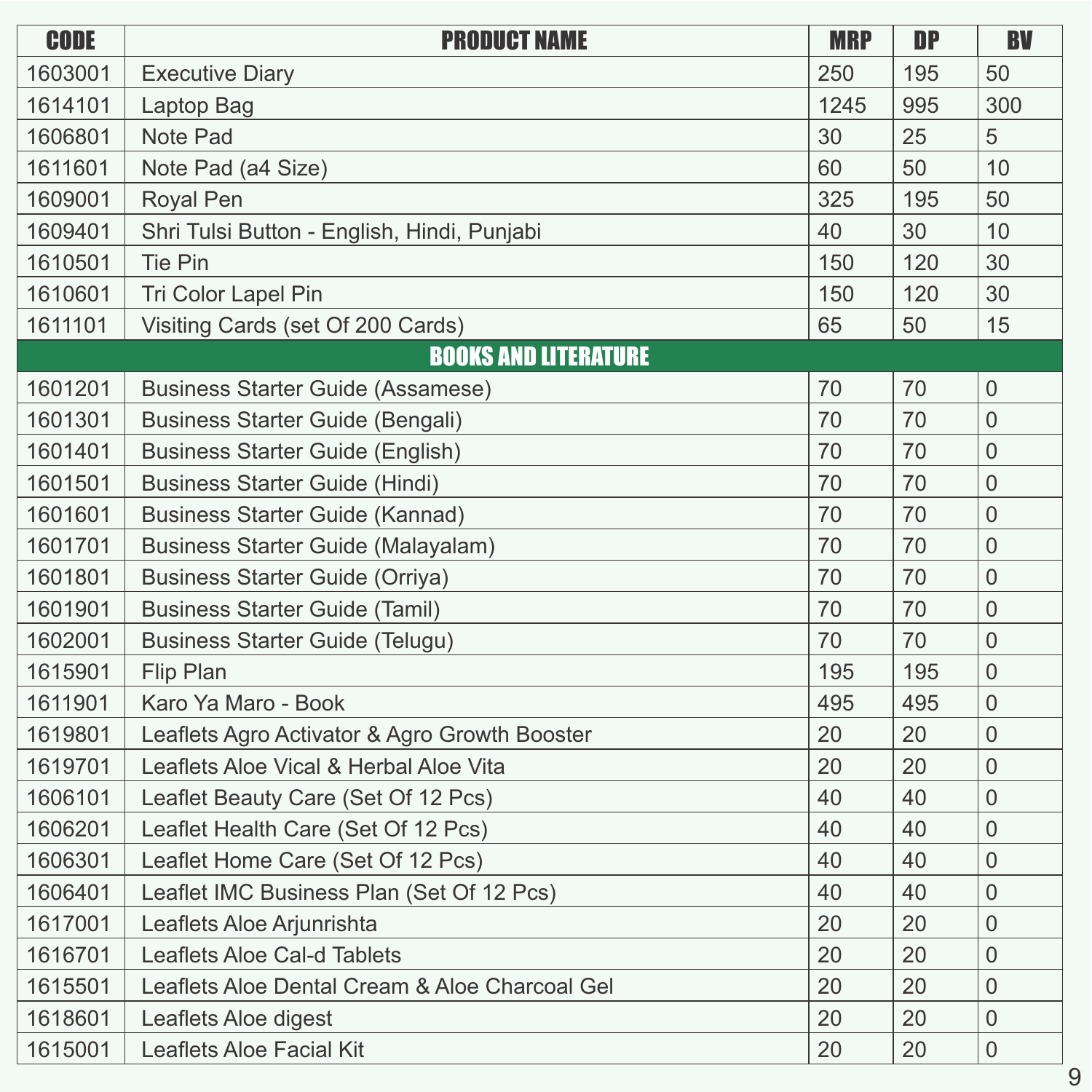| CODE | PRODUCT NAME | MRP | DP | BV |
|---|---|---|---|---|
| 1603001 | Executive Diary | 250 | 195 | 50 |
| 1614101 | Laptop Bag | 1245 | 995 | 300 |
| 1606801 | Note Pad | 30 | 25 | 5 |
| 1611601 | Note Pad (a4 Size) | 60 | 50 | 10 |
| 1609001 | Royal Pen | 325 | 195 | 50 |
| 1609401 | Shri Tulsi Button - English, Hindi, Punjabi | 40 | 30 | 10 |
| 1610501 | Tie Pin | 150 | 120 | 30 |
| 1610601 | Tri Color Lapel Pin | 150 | 120 | 30 |
| 1611101 | Visiting Cards (set Of 200 Cards) | 65 | 50 | 15 |
| **BOOKS AND LITERATURE** | | | | |
| 1601201 | Business Starter Guide (Assamese) | 70 | 70 | 0 |
| 1601301 | Business Starter Guide (Bengali) | 70 | 70 | 0 |
| 1601401 | Business Starter Guide (English) | 70 | 70 | 0 |
| 1601501 | Business Starter Guide (Hindi) | 70 | 70 | 0 |
| 1601601 | Business Starter Guide (Kannad) | 70 | 70 | 0 |
| 1601701 | Business Starter Guide (Malayalam) | 70 | 70 | 0 |
| 1601801 | Business Starter Guide (Orriya) | 70 | 70 | 0 |
| 1601901 | Business Starter Guide (Tamil) | 70 | 70 | 0 |
| 1602001 | Business Starter Guide (Telugu) | 70 | 70 | 0 |
| 1615901 | Flip Plan | 195 | 195 | 0 |
| 1611901 | Karo Ya Maro - Book | 495 | 495 | 0 |
| 1619801 | Leaflets Agro Activator & Agro Growth Booster | 20 | 20 | 0 |
| 1619701 | Leaflets Aloe Vical & Herbal Aloe Vita | 20 | 20 | 0 |
| 1606101 | Leaflet Beauty Care (Set Of 12 Pcs) | 40 | 40 | 0 |
| 1606201 | Leaflet Health Care (Set Of 12 Pcs) | 40 | 40 | 0 |
| 1606301 | Leaflet Home Care (Set Of 12 Pcs) | 40 | 40 | 0 |
| 1606401 | Leaflet IMC Business Plan (Set Of 12 Pcs) | 40 | 40 | 0 |
| 1617001 | Leaflets Aloe Arjunrishta | 20 | 20 | 0 |
| 1616701 | Leaflets Aloe Cal-d Tablets | 20 | 20 | 0 |
| 1615501 | Leaflets Aloe Dental Cream & Aloe Charcoal Gel | 20 | 20 | 0 |
| 1618601 | Leaflets Aloe digest | 20 | 20 | 0 |
| 1615001 | Leaflets Aloe Facial Kit | 20 | 20 | 0 |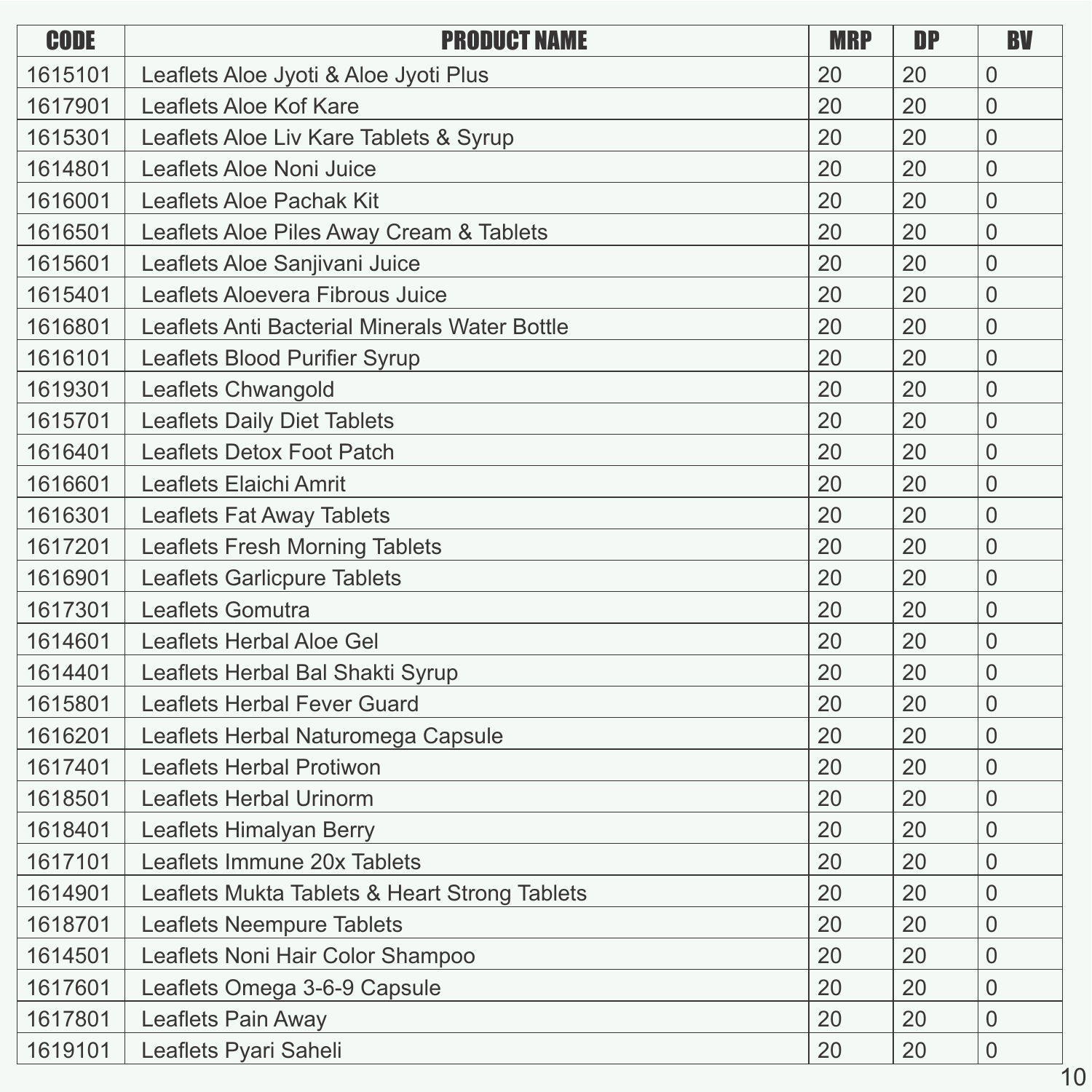| CODE | PRODUCT NAME | MRP | DP | BV |
| --- | --- | --- | --- | --- |
| 1615101 | Leaflets Aloe Jyoti & Aloe Jyoti Plus | 20 | 20 | 0 |
| 1617901 | Leaflets Aloe Kof Kare | 20 | 20 | 0 |
| 1615301 | Leaflets Aloe Liv Kare Tablets & Syrup | 20 | 20 | 0 |
| 1614801 | Leaflets Aloe Noni Juice | 20 | 20 | 0 |
| 1616001 | Leaflets Aloe Pachak Kit | 20 | 20 | 0 |
| 1616501 | Leaflets Aloe Piles Away Cream & Tablets | 20 | 20 | 0 |
| 1615601 | Leaflets Aloe Sanjivani Juice | 20 | 20 | 0 |
| 1615401 | Leaflets Aloevera Fibrous Juice | 20 | 20 | 0 |
| 1616801 | Leaflets Anti Bacterial Minerals Water Bottle | 20 | 20 | 0 |
| 1616101 | Leaflets Blood Purifier Syrup | 20 | 20 | 0 |
| 1619301 | Leaflets Chwangold | 20 | 20 | 0 |
| 1615701 | Leaflets Daily Diet Tablets | 20 | 20 | 0 |
| 1616401 | Leaflets Detox Foot Patch | 20 | 20 | 0 |
| 1616601 | Leaflets Elaichi Amrit | 20 | 20 | 0 |
| 1616301 | Leaflets Fat Away Tablets | 20 | 20 | 0 |
| 1617201 | Leaflets Fresh Morning Tablets | 20 | 20 | 0 |
| 1616901 | Leaflets Garlicpure Tablets | 20 | 20 | 0 |
| 1617301 | Leaflets Gomutra | 20 | 20 | 0 |
| 1614601 | Leaflets Herbal Aloe Gel | 20 | 20 | 0 |
| 1614401 | Leaflets Herbal Bal Shakti Syrup | 20 | 20 | 0 |
| 1615801 | Leaflets Herbal Fever Guard | 20 | 20 | 0 |
| 1616201 | Leaflets Herbal Naturomega Capsule | 20 | 20 | 0 |
| 1617401 | Leaflets Herbal Protiwon | 20 | 20 | 0 |
| 1618501 | Leaflets Herbal Urinorm | 20 | 20 | 0 |
| 1618401 | Leaflets Himalyan Berry | 20 | 20 | 0 |
| 1617101 | Leaflets Immune 20x Tablets | 20 | 20 | 0 |
| 1614901 | Leaflets Mukta Tablets & Heart Strong Tablets | 20 | 20 | 0 |
| 1618701 | Leaflets Neempure Tablets | 20 | 20 | 0 |
| 1614501 | Leaflets Noni Hair Color Shampoo | 20 | 20 | 0 |
| 1617601 | Leaflets Omega 3-6-9 Capsule | 20 | 20 | 0 |
| 1617801 | Leaflets Pain Away | 20 | 20 | 0 |
| 1619101 | Leaflets Pyari Saheli | 20 | 20 | 0 |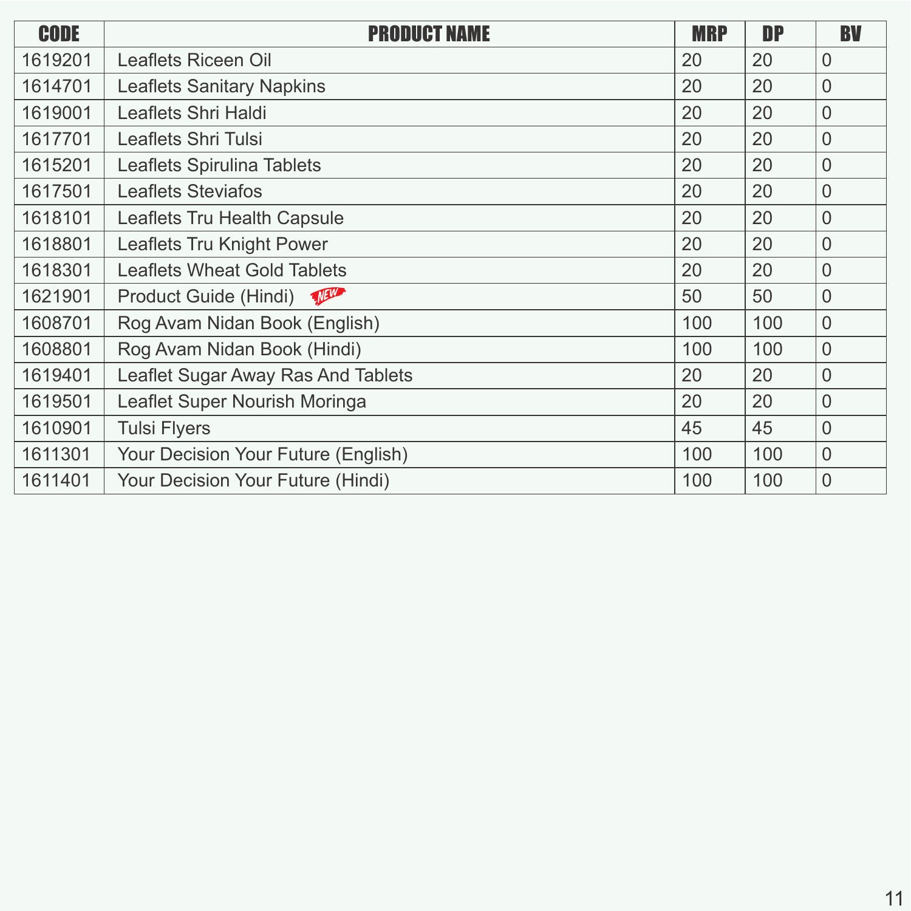| CODE | PRODUCT NAME | MRP | DP | BV |
|---|---|---|---|---|
| 1619201 | Leaflets Riceen Oil | 20 | 20 | 0 |
| 1614701 | Leaflets Sanitary Napkins | 20 | 20 | 0 |
| 1619001 | Leaflets Shri Haldi | 20 | 20 | 0 |
| 1617701 | Leaflets Shri Tulsi | 20 | 20 | 0 |
| 1615201 | Leaflets Spirulina Tablets | 20 | 20 | 0 |
| 1617501 | Leaflets Steviafos | 20 | 20 | 0 |
| 1618101 | Leaflets Tru Health Capsule | 20 | 20 | 0 |
| 1618801 | Leaflets Tru Knight Power | 20 | 20 | 0 |
| 1618301 | Leaflets Wheat Gold Tablets | 20 | 20 | 0 |
| 1621901 | Product Guide (Hindi) NEW | 50 | 50 | 0 |
| 1608701 | Rog Avam Nidan Book (English) | 100 | 100 | 0 |
| 1608801 | Rog Avam Nidan Book (Hindi) | 100 | 100 | 0 |
| 1619401 | Leaflet Sugar Away Ras And Tablets | 20 | 20 | 0 |
| 1619501 | Leaflet Super Nourish Moringa | 20 | 20 | 0 |
| 1610901 | Tulsi Flyers | 45 | 45 | 0 |
| 1611301 | Your Decision Your Future (English) | 100 | 100 | 0 |
| 1611401 | Your Decision Your Future (Hindi) | 100 | 100 | 0 |